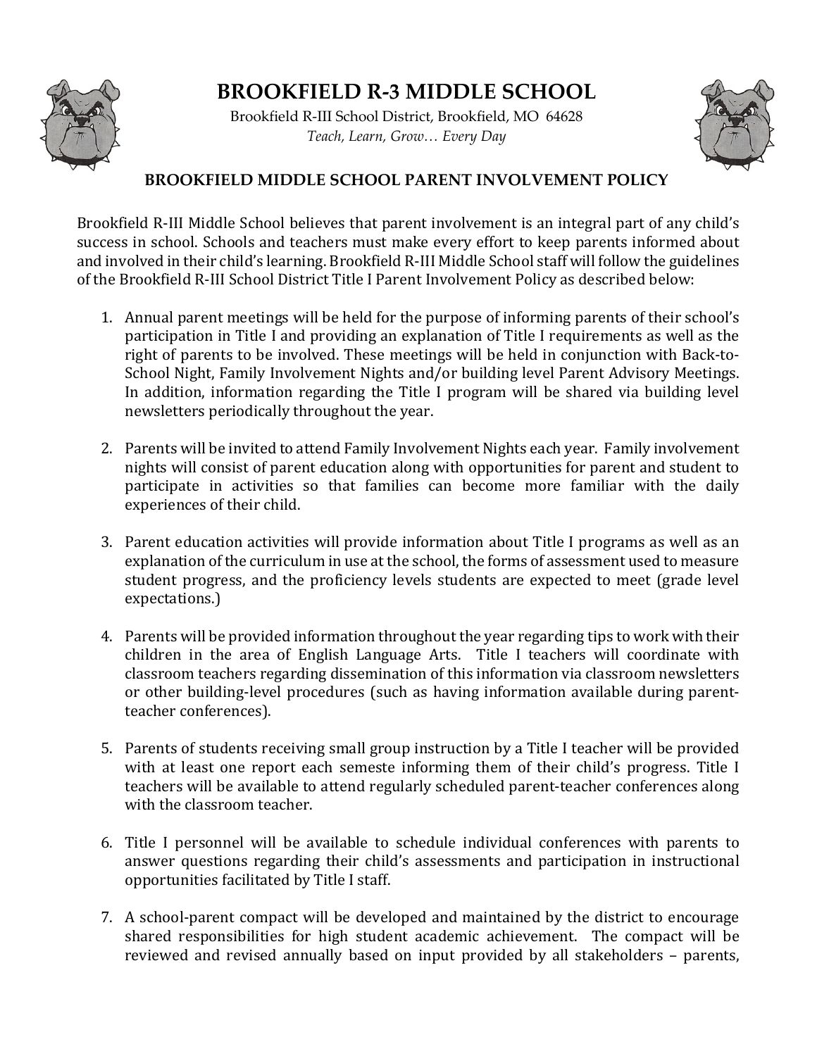# BROOKFIELD R-3 MIDDLE SCHOOL

Brookfield R-III School District, Brookfield, MO 64628

*Teach, Learn, Grow… Every Day*

## BROOKFIELD MIDDLE SCHOOL PARENT INVOLVEMENT POLICY

Brookfield R-III Middle School believes that parent involvement is an integral part of any child's success in school. Schools and teachers must make every effort to keep parents informed about and involved in their child's learning. Brookfield R-III Middle School staff will follow the guidelines of the Brookfield R-III School District Title I Parent Involvement Policy as described below:

1. Annual parent meetings will be held for the purpose of informing parents of their school's participation in Title I and providing an explanation of Title I requirements as well as the right of parents to be involved. These meetings will be held in conjunction with Back-to-School Night, Family Involvement Nights and/or building level Parent Advisory Meetings. In addition, information regarding the Title I program will be shared via building level newsletters periodically throughout the year.

2. Parents will be invited to attend Family Involvement Nights each year. Family involvement nights will consist of parent education along with opportunities for parent and student to participate in activities so that families can become more familiar with the daily experiences of their child.

3. Parent education activities will provide information about Title I programs as well as an explanation of the curriculum in use at the school, the forms of assessment used to measure student progress, and the proficiency levels students are expected to meet (grade level expectations.)

4. Parents will be provided information throughout the year regarding tips to work with their children in the area of English Language Arts. Title I teachers will coordinate with classroom teachers regarding dissemination of this information via classroom newsletters or other building-level procedures (such as having information available during parent-teacher conferences).

5. Parents of students receiving small group instruction by a Title I teacher will be provided with at least one report each semeste informing them of their child's progress. Title I teachers will be available to attend regularly scheduled parent-teacher conferences along with the classroom teacher.

6. Title I personnel will be available to schedule individual conferences with parents to answer questions regarding their child's assessments and participation in instructional opportunities facilitated by Title I staff.

7. A school-parent compact will be developed and maintained by the district to encourage shared responsibilities for high student academic achievement. The compact will be reviewed and revised annually based on input provided by all stakeholders – parents,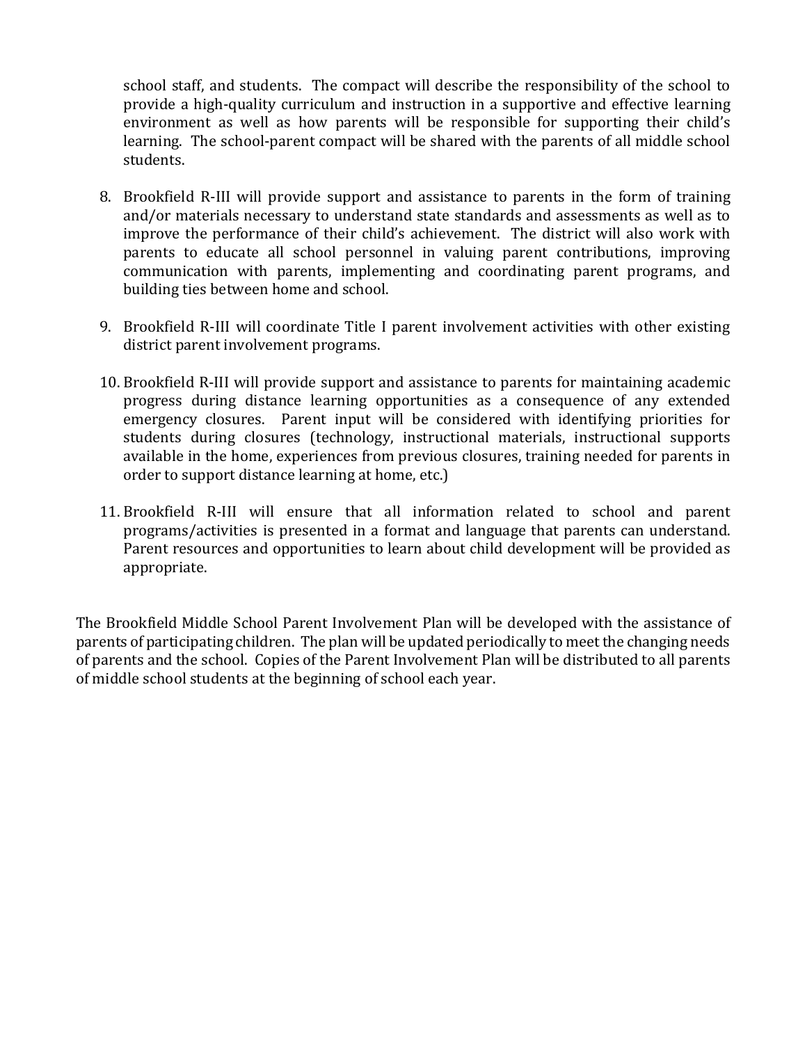school staff, and students. The compact will describe the responsibility of the school to provide a high-quality curriculum and instruction in a supportive and effective learning environment as well as how parents will be responsible for supporting their child's learning. The school-parent compact will be shared with the parents of all middle school students.

8. Brookfield R-III will provide support and assistance to parents in the form of training and/or materials necessary to understand state standards and assessments as well as to improve the performance of their child's achievement. The district will also work with parents to educate all school personnel in valuing parent contributions, improving communication with parents, implementing and coordinating parent programs, and building ties between home and school.

9. Brookfield R-III will coordinate Title I parent involvement activities with other existing district parent involvement programs.

10. Brookfield R-III will provide support and assistance to parents for maintaining academic progress during distance learning opportunities as a consequence of any extended emergency closures. Parent input will be considered with identifying priorities for students during closures (technology, instructional materials, instructional supports available in the home, experiences from previous closures, training needed for parents in order to support distance learning at home, etc.)

11. Brookfield R-III will ensure that all information related to school and parent programs/activities is presented in a format and language that parents can understand. Parent resources and opportunities to learn about child development will be provided as appropriate.

The Brookfield Middle School Parent Involvement Plan will be developed with the assistance of parents of participating children. The plan will be updated periodically to meet the changing needs of parents and the school. Copies of the Parent Involvement Plan will be distributed to all parents of middle school students at the beginning of school each year.